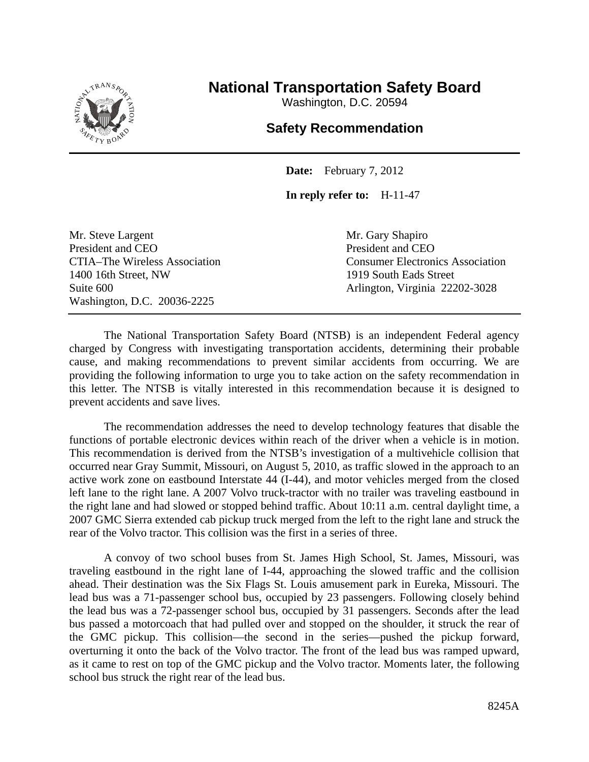# National Transportation Safety Board

Washington, D.C. 20594

## Safety Recommendation

**Date:** February 7, 2012

**In reply refer to:** H-11-47

Mr. Steve Largent
President and CEO
CTIA–The Wireless Association
1400 16th Street, NW
Suite 600
Washington, D.C. 20036-2225

Mr. Gary Shapiro
President and CEO
Consumer Electronics Association
1919 South Eads Street
Arlington, Virginia 22202-3028

The National Transportation Safety Board (NTSB) is an independent Federal agency charged by Congress with investigating transportation accidents, determining their probable cause, and making recommendations to prevent similar accidents from occurring. We are providing the following information to urge you to take action on the safety recommendation in this letter. The NTSB is vitally interested in this recommendation because it is designed to prevent accidents and save lives.

The recommendation addresses the need to develop technology features that disable the functions of portable electronic devices within reach of the driver when a vehicle is in motion. This recommendation is derived from the NTSB's investigation of a multivehicle collision that occurred near Gray Summit, Missouri, on August 5, 2010, as traffic slowed in the approach to an active work zone on eastbound Interstate 44 (I-44), and motor vehicles merged from the closed left lane to the right lane. A 2007 Volvo truck-tractor with no trailer was traveling eastbound in the right lane and had slowed or stopped behind traffic. About 10:11 a.m. central daylight time, a 2007 GMC Sierra extended cab pickup truck merged from the left to the right lane and struck the rear of the Volvo tractor. This collision was the first in a series of three.

A convoy of two school buses from St. James High School, St. James, Missouri, was traveling eastbound in the right lane of I-44, approaching the slowed traffic and the collision ahead. Their destination was the Six Flags St. Louis amusement park in Eureka, Missouri. The lead bus was a 71-passenger school bus, occupied by 23 passengers. Following closely behind the lead bus was a 72-passenger school bus, occupied by 31 passengers. Seconds after the lead bus passed a motorcoach that had pulled over and stopped on the shoulder, it struck the rear of the GMC pickup. This collision—the second in the series—pushed the pickup forward, overturning it onto the back of the Volvo tractor. The front of the lead bus was ramped upward, as it came to rest on top of the GMC pickup and the Volvo tractor. Moments later, the following school bus struck the right rear of the lead bus.

8245A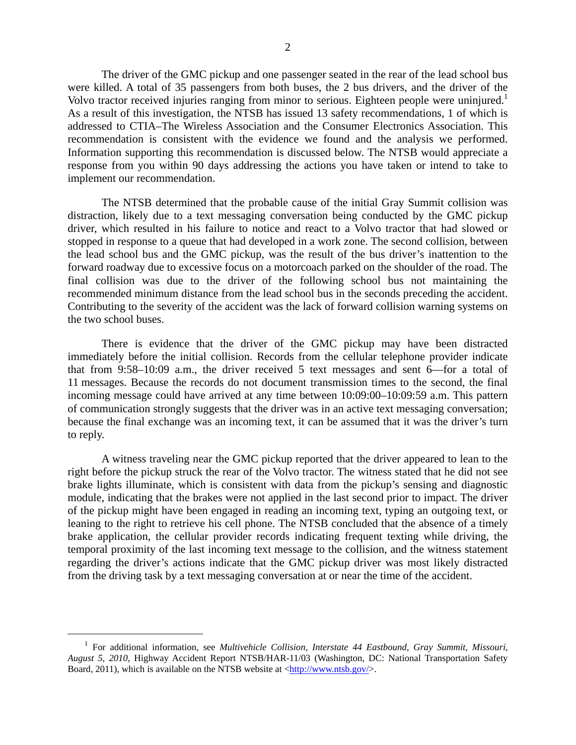The driver of the GMC pickup and one passenger seated in the rear of the lead school bus were killed. A total of 35 passengers from both buses, the 2 bus drivers, and the driver of the Volvo tractor received injuries ranging from minor to serious. Eighteen people were uninjured.[1] As a result of this investigation, the NTSB has issued 13 safety recommendations, 1 of which is addressed to CTIA–The Wireless Association and the Consumer Electronics Association. This recommendation is consistent with the evidence we found and the analysis we performed. Information supporting this recommendation is discussed below. The NTSB would appreciate a response from you within 90 days addressing the actions you have taken or intend to take to implement our recommendation.

The NTSB determined that the probable cause of the initial Gray Summit collision was distraction, likely due to a text messaging conversation being conducted by the GMC pickup driver, which resulted in his failure to notice and react to a Volvo tractor that had slowed or stopped in response to a queue that had developed in a work zone. The second collision, between the lead school bus and the GMC pickup, was the result of the bus driver's inattention to the forward roadway due to excessive focus on a motorcoach parked on the shoulder of the road. The final collision was due to the driver of the following school bus not maintaining the recommended minimum distance from the lead school bus in the seconds preceding the accident. Contributing to the severity of the accident was the lack of forward collision warning systems on the two school buses.

There is evidence that the driver of the GMC pickup may have been distracted immediately before the initial collision. Records from the cellular telephone provider indicate that from 9:58–10:09 a.m., the driver received 5 text messages and sent 6—for a total of 11 messages. Because the records do not document transmission times to the second, the final incoming message could have arrived at any time between 10:09:00–10:09:59 a.m. This pattern of communication strongly suggests that the driver was in an active text messaging conversation; because the final exchange was an incoming text, it can be assumed that it was the driver's turn to reply.

A witness traveling near the GMC pickup reported that the driver appeared to lean to the right before the pickup struck the rear of the Volvo tractor. The witness stated that he did not see brake lights illuminate, which is consistent with data from the pickup's sensing and diagnostic module, indicating that the brakes were not applied in the last second prior to impact. The driver of the pickup might have been engaged in reading an incoming text, typing an outgoing text, or leaning to the right to retrieve his cell phone. The NTSB concluded that the absence of a timely brake application, the cellular provider records indicating frequent texting while driving, the temporal proximity of the last incoming text message to the collision, and the witness statement regarding the driver's actions indicate that the GMC pickup driver was most likely distracted from the driving task by a text messaging conversation at or near the time of the accident.

---

[1] For additional information, see *Multivehicle Collision, Interstate 44 Eastbound, Gray Summit, Missouri, August 5, 2010*, Highway Accident Report NTSB/HAR-11/03 (Washington, DC: National Transportation Safety Board, 2011), which is available on the NTSB website at <http://www.ntsb.gov/>.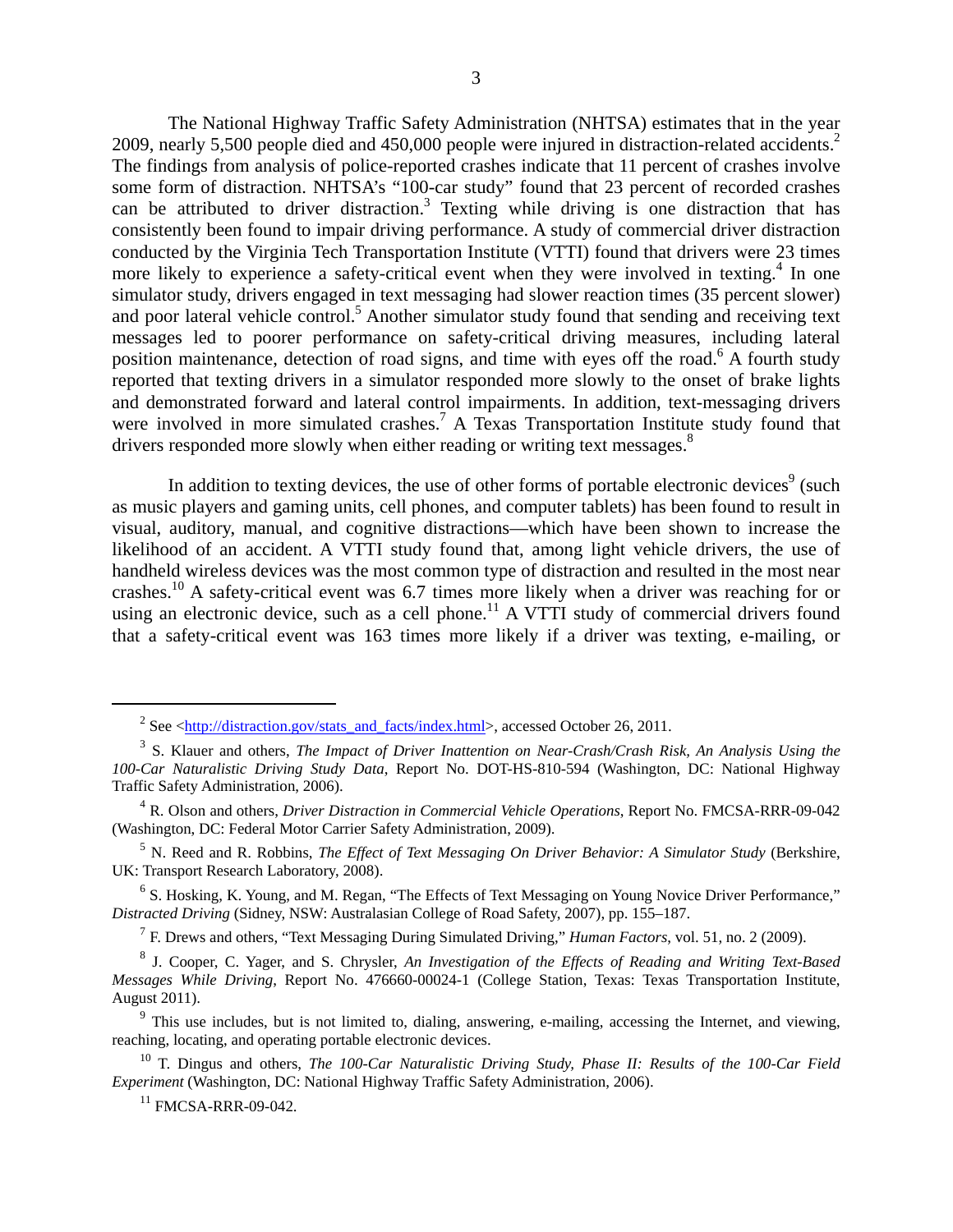The National Highway Traffic Safety Administration (NHTSA) estimates that in the year 2009, nearly 5,500 people died and 450,000 people were injured in distraction-related accidents.[2] The findings from analysis of police-reported crashes indicate that 11 percent of crashes involve some form of distraction. NHTSA's "100-car study" found that 23 percent of recorded crashes can be attributed to driver distraction.[3] Texting while driving is one distraction that has consistently been found to impair driving performance. A study of commercial driver distraction conducted by the Virginia Tech Transportation Institute (VTTI) found that drivers were 23 times more likely to experience a safety-critical event when they were involved in texting.[4] In one simulator study, drivers engaged in text messaging had slower reaction times (35 percent slower) and poor lateral vehicle control.[5] Another simulator study found that sending and receiving text messages led to poorer performance on safety-critical driving measures, including lateral position maintenance, detection of road signs, and time with eyes off the road.[6] A fourth study reported that texting drivers in a simulator responded more slowly to the onset of brake lights and demonstrated forward and lateral control impairments. In addition, text-messaging drivers were involved in more simulated crashes.[7] A Texas Transportation Institute study found that drivers responded more slowly when either reading or writing text messages.[8]

In addition to texting devices, the use of other forms of portable electronic devices[9] (such as music players and gaming units, cell phones, and computer tablets) has been found to result in visual, auditory, manual, and cognitive distractions—which have been shown to increase the likelihood of an accident. A VTTI study found that, among light vehicle drivers, the use of handheld wireless devices was the most common type of distraction and resulted in the most near crashes.[10] A safety-critical event was 6.7 times more likely when a driver was reaching for or using an electronic device, such as a cell phone.[11] A VTTI study of commercial drivers found that a safety-critical event was 163 times more likely if a driver was texting, e-mailing, or

---

[2] See <http://distraction.gov/stats_and_facts/index.html>, accessed October 26, 2011.

[3] S. Klauer and others, *The Impact of Driver Inattention on Near-Crash/Crash Risk, An Analysis Using the 100-Car Naturalistic Driving Study Data*, Report No. DOT-HS-810-594 (Washington, DC: National Highway Traffic Safety Administration, 2006).

[4] R. Olson and others, *Driver Distraction in Commercial Vehicle Operations*, Report No. FMCSA-RRR-09-042 (Washington, DC: Federal Motor Carrier Safety Administration, 2009).

[5] N. Reed and R. Robbins, *The Effect of Text Messaging On Driver Behavior: A Simulator Study* (Berkshire, UK: Transport Research Laboratory, 2008).

[6] S. Hosking, K. Young, and M. Regan, "The Effects of Text Messaging on Young Novice Driver Performance," *Distracted Driving* (Sidney, NSW: Australasian College of Road Safety, 2007), pp. 155–187.

[7] F. Drews and others, "Text Messaging During Simulated Driving," *Human Factors*, vol. 51, no. 2 (2009).

[8] J. Cooper, C. Yager, and S. Chrysler, *An Investigation of the Effects of Reading and Writing Text-Based Messages While Driving*, Report No. 476660-00024-1 (College Station, Texas: Texas Transportation Institute, August 2011).

[9] This use includes, but is not limited to, dialing, answering, e-mailing, accessing the Internet, and viewing, reaching, locating, and operating portable electronic devices.

[10] T. Dingus and others, *The 100-Car Naturalistic Driving Study, Phase II: Results of the 100-Car Field Experiment* (Washington, DC: National Highway Traffic Safety Administration, 2006).

[11] FMCSA-RRR-09-042.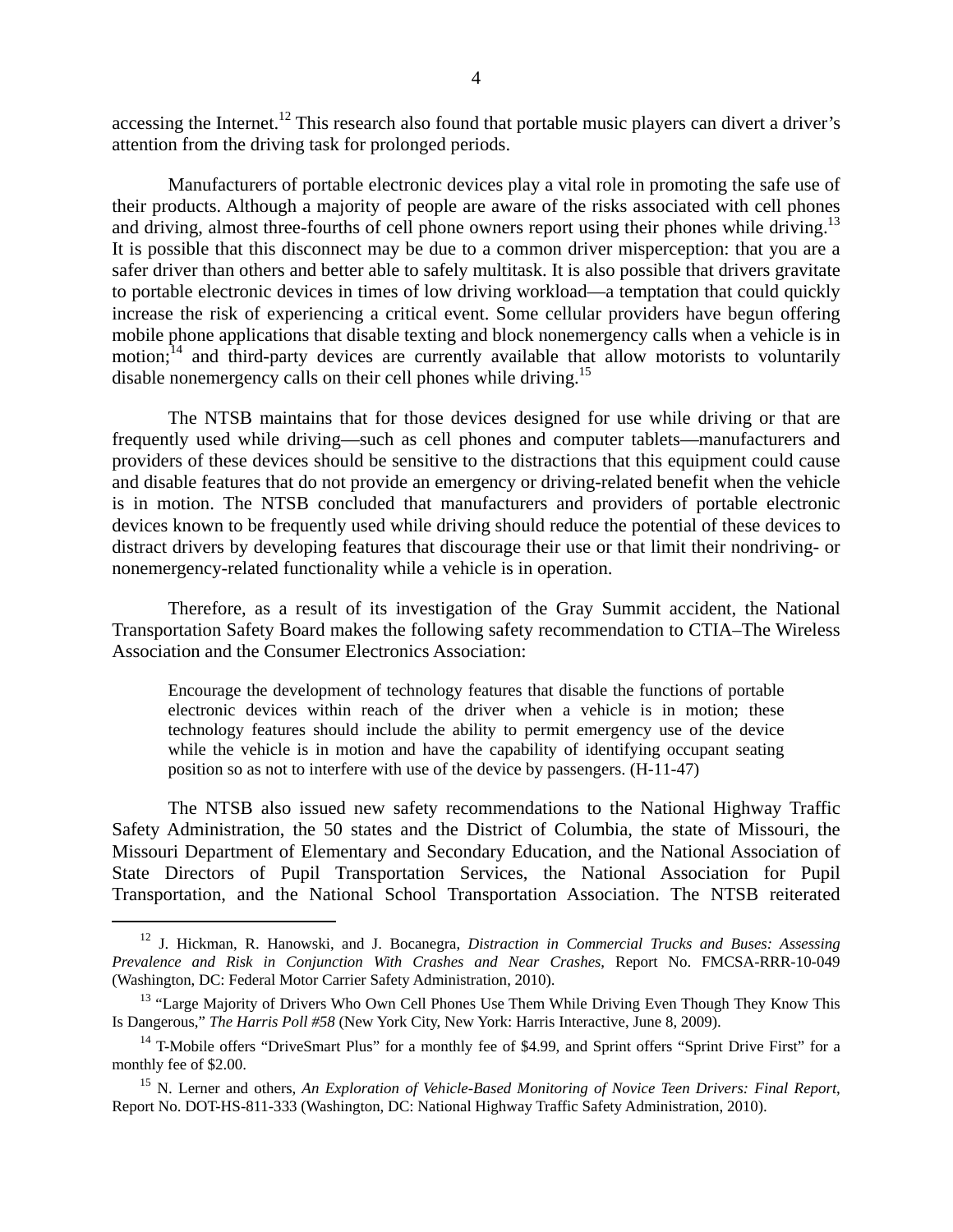accessing the Internet.[12] This research also found that portable music players can divert a driver's attention from the driving task for prolonged periods.

Manufacturers of portable electronic devices play a vital role in promoting the safe use of their products. Although a majority of people are aware of the risks associated with cell phones and driving, almost three-fourths of cell phone owners report using their phones while driving.[13] It is possible that this disconnect may be due to a common driver misperception: that you are a safer driver than others and better able to safely multitask. It is also possible that drivers gravitate to portable electronic devices in times of low driving workload—a temptation that could quickly increase the risk of experiencing a critical event. Some cellular providers have begun offering mobile phone applications that disable texting and block nonemergency calls when a vehicle is in motion;[14] and third-party devices are currently available that allow motorists to voluntarily disable nonemergency calls on their cell phones while driving.[15]

The NTSB maintains that for those devices designed for use while driving or that are frequently used while driving—such as cell phones and computer tablets—manufacturers and providers of these devices should be sensitive to the distractions that this equipment could cause and disable features that do not provide an emergency or driving-related benefit when the vehicle is in motion. The NTSB concluded that manufacturers and providers of portable electronic devices known to be frequently used while driving should reduce the potential of these devices to distract drivers by developing features that discourage their use or that limit their nondriving- or nonemergency-related functionality while a vehicle is in operation.

Therefore, as a result of its investigation of the Gray Summit accident, the National Transportation Safety Board makes the following safety recommendation to CTIA–The Wireless Association and the Consumer Electronics Association:

> Encourage the development of technology features that disable the functions of portable electronic devices within reach of the driver when a vehicle is in motion; these technology features should include the ability to permit emergency use of the device while the vehicle is in motion and have the capability of identifying occupant seating position so as not to interfere with use of the device by passengers. (H-11-47)

The NTSB also issued new safety recommendations to the National Highway Traffic Safety Administration, the 50 states and the District of Columbia, the state of Missouri, the Missouri Department of Elementary and Secondary Education, and the National Association of State Directors of Pupil Transportation Services, the National Association for Pupil Transportation, and the National School Transportation Association. The NTSB reiterated

---

[12] J. Hickman, R. Hanowski, and J. Bocanegra, *Distraction in Commercial Trucks and Buses: Assessing Prevalence and Risk in Conjunction With Crashes and Near Crashes*, Report No. FMCSA-RRR-10-049 (Washington, DC: Federal Motor Carrier Safety Administration, 2010).

[13] "Large Majority of Drivers Who Own Cell Phones Use Them While Driving Even Though They Know This Is Dangerous," *The Harris Poll #58* (New York City, New York: Harris Interactive, June 8, 2009).

[14] T-Mobile offers "DriveSmart Plus" for a monthly fee of $4.99, and Sprint offers "Sprint Drive First" for a monthly fee of $2.00.

[15] N. Lerner and others, *An Exploration of Vehicle-Based Monitoring of Novice Teen Drivers: Final Report*, Report No. DOT-HS-811-333 (Washington, DC: National Highway Traffic Safety Administration, 2010).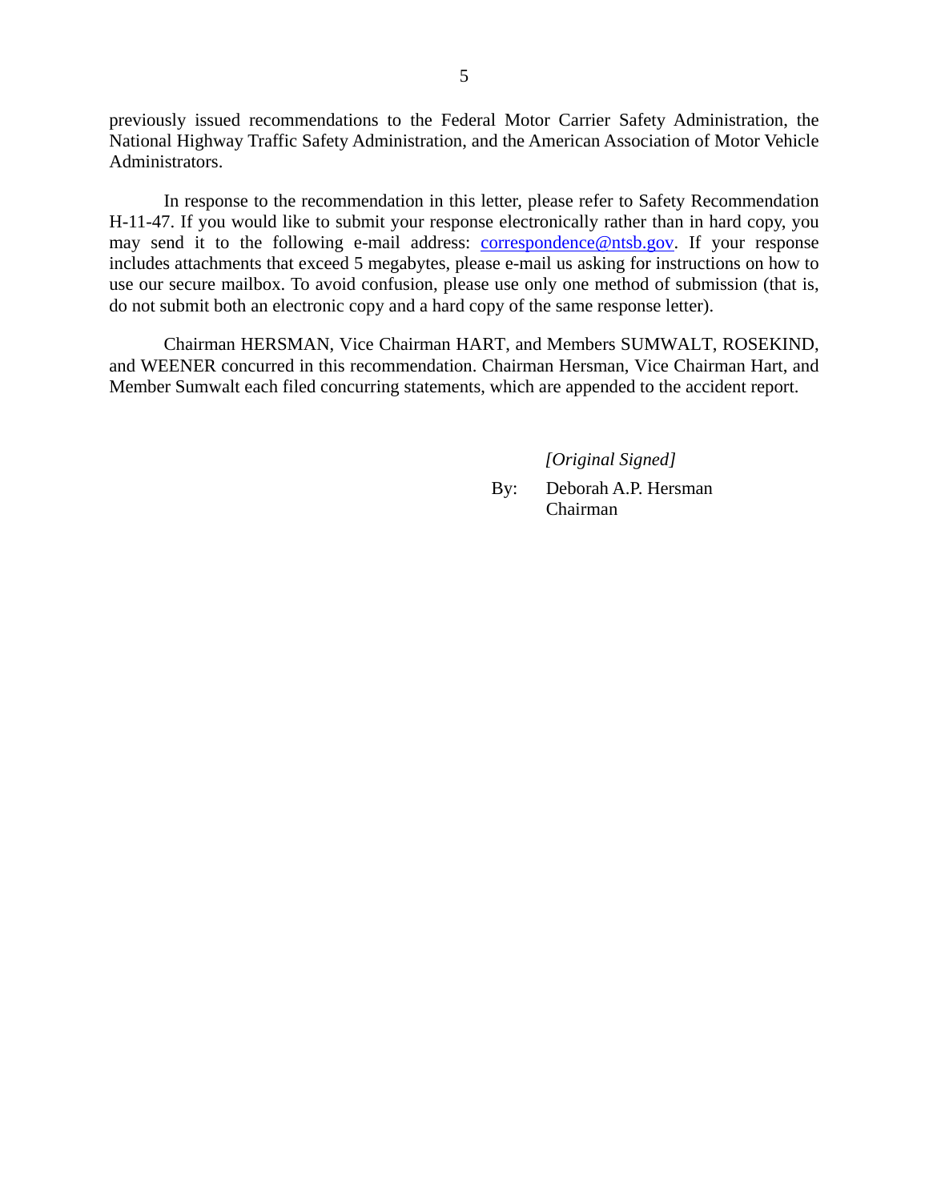previously issued recommendations to the Federal Motor Carrier Safety Administration, the National Highway Traffic Safety Administration, and the American Association of Motor Vehicle Administrators.

In response to the recommendation in this letter, please refer to Safety Recommendation H-11-47. If you would like to submit your response electronically rather than in hard copy, you may send it to the following e-mail address: correspondence@ntsb.gov. If your response includes attachments that exceed 5 megabytes, please e-mail us asking for instructions on how to use our secure mailbox. To avoid confusion, please use only one method of submission (that is, do not submit both an electronic copy and a hard copy of the same response letter).

Chairman HERSMAN, Vice Chairman HART, and Members SUMWALT, ROSEKIND, and WEENER concurred in this recommendation. Chairman Hersman, Vice Chairman Hart, and Member Sumwalt each filed concurring statements, which are appended to the accident report.

*[Original Signed]*

By: Deborah A.P. Hersman
Chairman